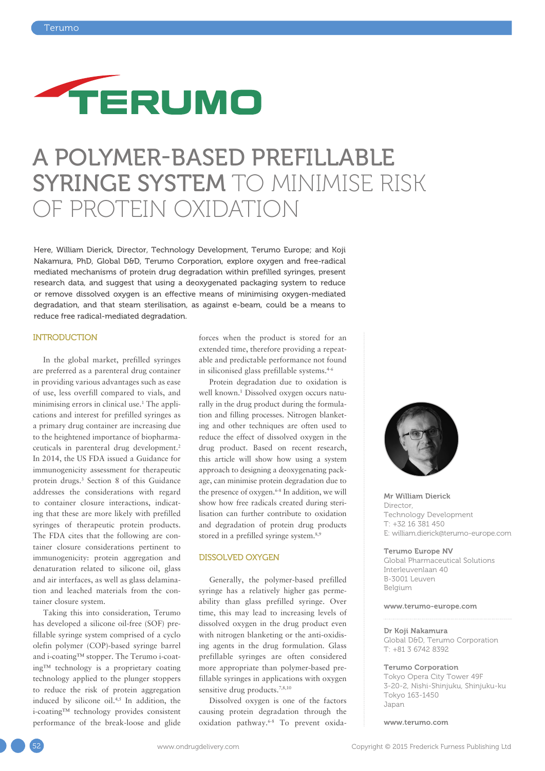# A POLYMER-BASED PREFILLABLE SYRINGE SYSTEM TO MINIMISE RISK OF PROTEIN OXIDATION

Here, William Dierick, Director, Technology Development, Terumo Europe; and Koji Nakamura, PhD, Global D&D, Terumo Corporation, explore oxygen and free-radical mediated mechanisms of protein drug degradation within prefilled syringes, present research data, and suggest that using a deoxygenated packaging system to reduce or remove dissolved oxygen is an effective means of minimising oxygen-mediated degradation, and that steam sterilisation, as against e-beam, could be a means to reduce free radical-mediated degradation.

## INTRODUCTION

In the global market, prefilled syringes are preferred as a parenteral drug container in providing various advantages such as ease of use, less overfill compared to vials, and minimising errors in clinical use.[1] The applications and interest for prefilled syringes as a primary drug container are increasing due to the heightened importance of biopharmaceuticals in parenteral drug development.[2] In 2014, the US FDA issued a Guidance for immunogenicity assessment for therapeutic protein drugs.[3] Section 8 of this Guidance addresses the considerations with regard to container closure interactions, indicating that these are more likely with prefilled syringes of therapeutic protein products. The FDA cites that the following are container closure considerations pertinent to immunogenicity: protein aggregation and denaturation related to silicone oil, glass and air interfaces, as well as glass delamination and leached materials from the container closure system.

Taking this into consideration, Terumo has developed a silicone oil-free (SOF) prefillable syringe system comprised of a cyclo olefin polymer (COP)-based syringe barrel and i-coating™ stopper. The Terumo i-coating™ technology is a proprietary coating technology applied to the plunger stoppers to reduce the risk of protein aggregation induced by silicone oil.[4,5] In addition, the i-coating™ technology provides consistent performance of the break-loose and glide forces when the product is stored for an extended time, therefore providing a repeatable and predictable performance not found in siliconised glass prefillable systems.[4-6]

Protein degradation due to oxidation is well known.[1] Dissolved oxygen occurs naturally in the drug product during the formulation and filling processes. Nitrogen blanketing and other techniques are often used to reduce the effect of dissolved oxygen in the drug product. Based on recent research, this article will show how using a system approach to designing a deoxygenating package, can minimise protein degradation due to the presence of oxygen.[6-8] In addition, we will show how free radicals created during sterilisation can further contribute to oxidation and degradation of protein drug products stored in a prefilled syringe system.[8,9]

## DISSOLVED OXYGEN

Generally, the polymer-based prefilled syringe has a relatively higher gas permeability than glass prefilled syringe. Over time, this may lead to increasing levels of dissolved oxygen in the drug product even with nitrogen blanketing or the anti-oxidising agents in the drug formulation. Glass prefillable syringes are often considered more appropriate than polymer-based prefillable syringes in applications with oxygen sensitive drug products.[7,8,10]

Dissolved oxygen is one of the factors causing protein degradation through the oxidation pathway.[6-8] To prevent oxida-

**Mr William Dierick**
Director,
Technology Development
T: +32 16 381 450
E: william.dierick@terumo-europe.com

**Terumo Europe NV**
Global Pharmaceutical Solutions
Interleuvenlaan 40
B-3001 Leuven
Belgium

**www.terumo-europe.com**

**Dr Koji Nakamura**
Global D&D, Terumo Corporation
T: +81 3 6742 8392

**Terumo Corporation**
Tokyo Opera City Tower 49F
3-20-2, Nishi-Shinjuku, Shinjuku-ku
Tokyo 163-1450
Japan

**www.terumo.com**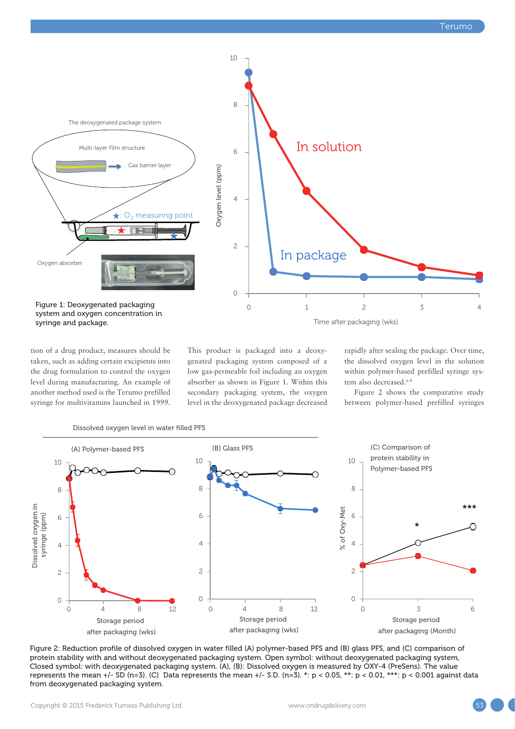Figure 1: Deoxygenated packaging system and oxygen concentration in syringe and package.

tion of a drug product, measures should be taken, such as adding certain excipients into the drug formulation to control the oxygen level during manufacturing. An example of another method used is the Terumo prefilled syringe for multivitamins launched in 1999.

This product is packaged into a deoxygenated packaging system composed of a low gas-permeable foil including an oxygen absorber as shown in Figure 1. Within this secondary packaging system, the oxygen level in the deoxygenated package decreased rapidly after sealing the package. Over time, the dissolved oxygen level in the solution within polymer-based prefilled syringe system also decreased.[6-8]

Figure 2 shows the comparative study between polymer-based prefilled syringes

Figure 2: Reduction profile of dissolved oxygen in water filled (A) polymer-based PFS and (B) glass PFS, and (C) comparison of protein stability with and without deoxygenated packaging system. Open symbol: without deoxygenated packaging system, Closed symbol: with deoxygenated packaging system. (A), (B): Dissolved oxygen is measured by OXY-4 (PreSens). The value represents the mean +/- SD (n=3). (C) Data represents the mean +/- S.D. (n=3). *: $p < 0.05$, **: $p < 0.01$, ***: $p < 0.001$ against data from deoxygenated packaging system.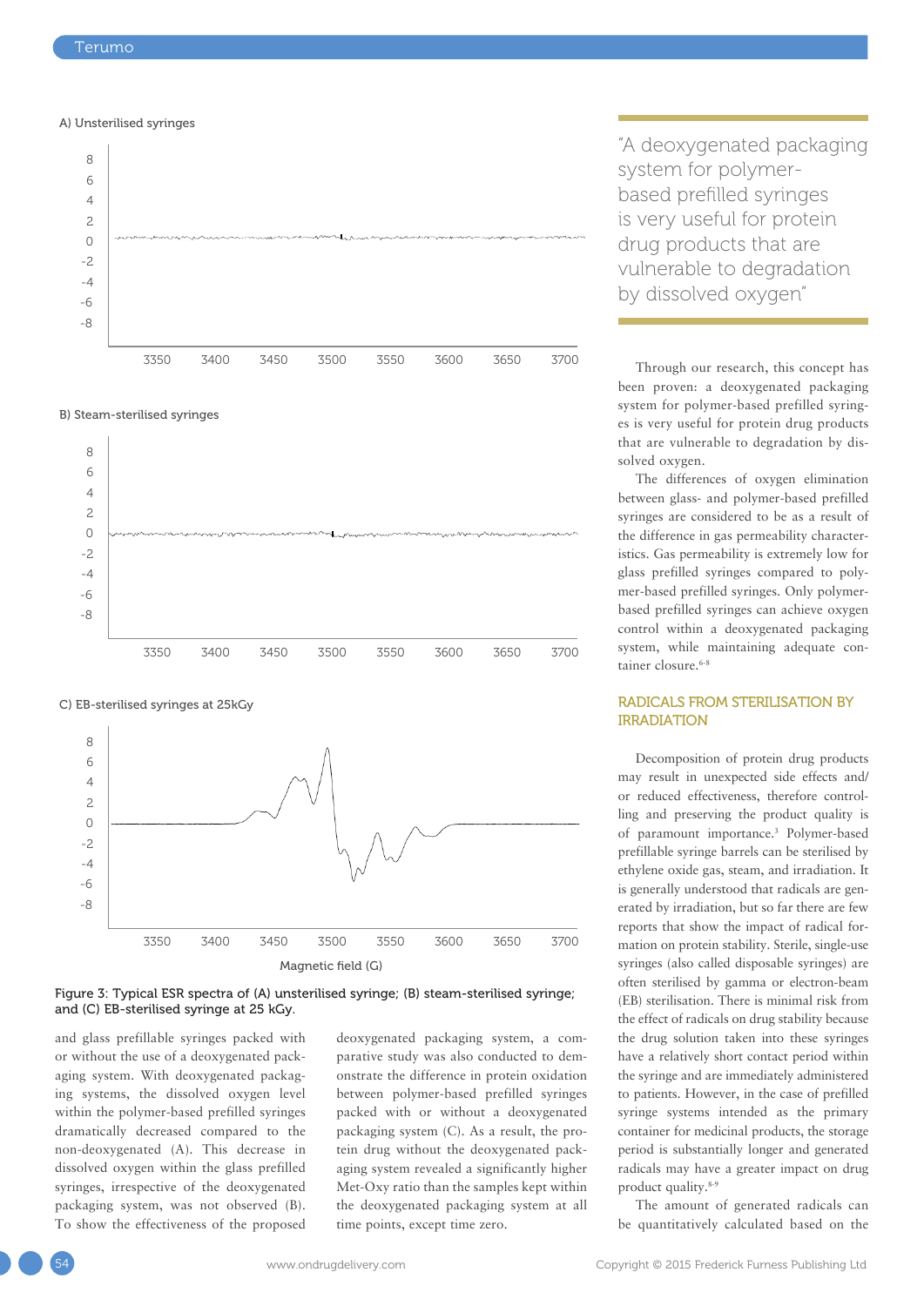A) Unsterilised syringes

B) Steam-sterilised syringes

C) EB-sterilised syringes at 25kGy

Magnetic field (G)

Figure 3: Typical ESR spectra of (A) unsterilised syringe; (B) steam-sterilised syringe; and (C) EB-sterilised syringe at 25 kGy.

and glass prefillable syringes packed with or without the use of a deoxygenated packaging system. With deoxygenated packaging systems, the dissolved oxygen level within the polymer-based prefilled syringes dramatically decreased compared to the non-deoxygenated (A). This decrease in dissolved oxygen within the glass prefilled syringes, irrespective of the deoxygenated packaging system, was not observed (B). To show the effectiveness of the proposed deoxygenated packaging system, a comparative study was also conducted to demonstrate the difference in protein oxidation between polymer-based prefilled syringes packed with or without a deoxygenated packaging system (C). As a result, the protein drug without the deoxygenated packaging system revealed a significantly higher Met-Oxy ratio than the samples kept within the deoxygenated packaging system at all time points, except time zero.

> "A deoxygenated packaging system for polymer-based prefilled syringes is very useful for protein drug products that are vulnerable to degradation by dissolved oxygen"

Through our research, this concept has been proven: a deoxygenated packaging system for polymer-based prefilled syringes is very useful for protein drug products that are vulnerable to degradation by dissolved oxygen.

The differences of oxygen elimination between glass- and polymer-based prefilled syringes are considered to be as a result of the difference in gas permeability characteristics. Gas permeability is extremely low for glass prefilled syringes compared to polymer-based prefilled syringes. Only polymer-based prefilled syringes can achieve oxygen control within a deoxygenated packaging system, while maintaining adequate container closure.[6-8]

## RADICALS FROM STERILISATION BY IRRADIATION

Decomposition of protein drug products may result in unexpected side effects and/or reduced effectiveness, therefore controlling and preserving the product quality is of paramount importance.[3] Polymer-based prefillable syringe barrels can be sterilised by ethylene oxide gas, steam, and irradiation. It is generally understood that radicals are generated by irradiation, but so far there are few reports that show the impact of radical formation on protein stability. Sterile, single-use syringes (also called disposable syringes) are often sterilised by gamma or electron-beam (EB) sterilisation. There is minimal risk from the effect of radicals on drug stability because the drug solution taken into these syringes have a relatively short contact period within the syringe and are immediately administered to patients. However, in the case of prefilled syringe systems intended as the primary container for medicinal products, the storage period is substantially longer and generated radicals may have a greater impact on drug product quality.[8,9]

The amount of generated radicals can be quantitatively calculated based on the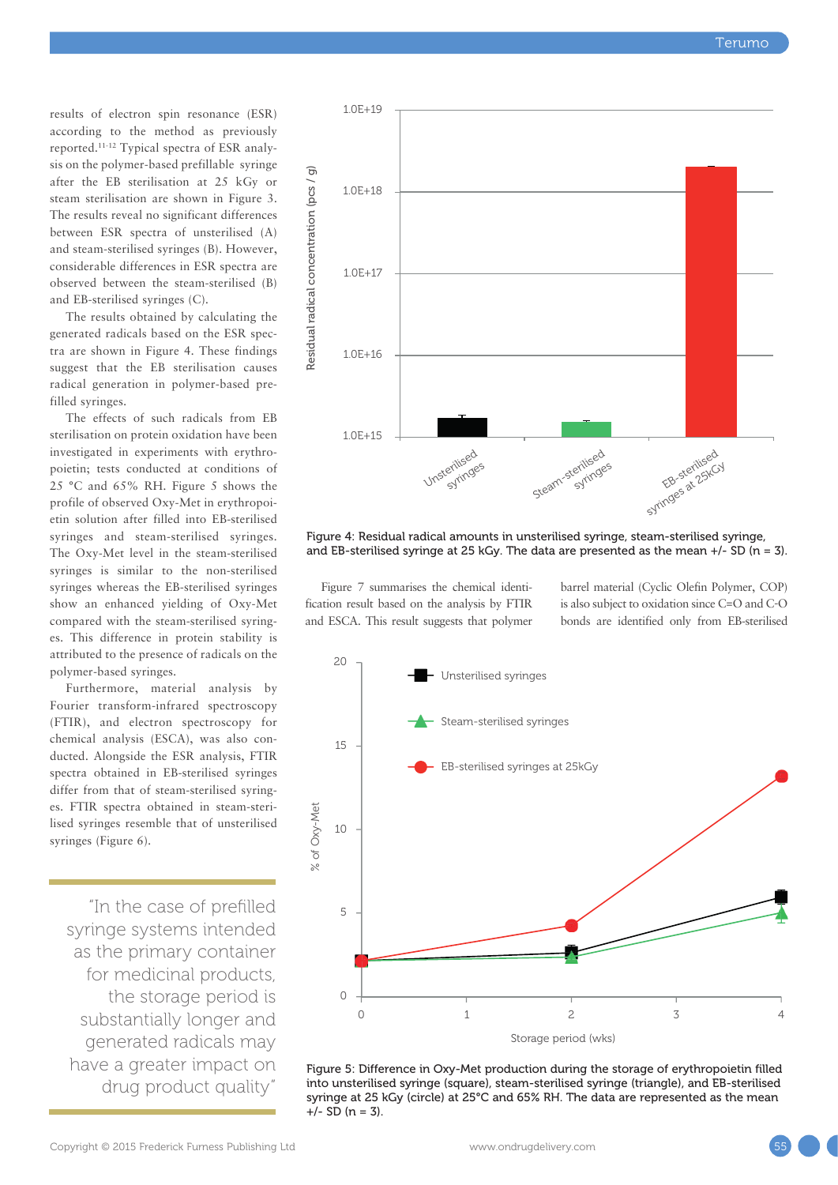results of electron spin resonance (ESR) according to the method as previously reported.[11-12] Typical spectra of ESR analysis on the polymer-based prefillable syringe after the EB sterilisation at 25 kGy or steam sterilisation are shown in Figure 3. The results reveal no significant differences between ESR spectra of unsterilised (A) and steam-sterilised syringes (B). However, considerable differences in ESR spectra are observed between the steam-sterilised (B) and EB-sterilised syringes (C).

The results obtained by calculating the generated radicals based on the ESR spectra are shown in Figure 4. These findings suggest that the EB sterilisation causes radical generation in polymer-based prefilled syringes.

The effects of such radicals from EB sterilisation on protein oxidation have been investigated in experiments with erythropoietin; tests conducted at conditions of 25 °C and 65% RH. Figure 5 shows the profile of observed Oxy-Met in erythropoietin solution after filled into EB-sterilised syringes and steam-sterilised syringes. The Oxy-Met level in the steam-sterilised syringes is similar to the non-sterilised syringes whereas the EB-sterilised syringes show an enhanced yielding of Oxy-Met compared with the steam-sterilised syringes. This difference in protein stability is attributed to the presence of radicals on the polymer-based syringes.

Furthermore, material analysis by Fourier transform-infrared spectroscopy (FTIR), and electron spectroscopy for chemical analysis (ESCA), was also conducted. Alongside the ESR analysis, FTIR spectra obtained in EB-sterilised syringes differ from that of steam-sterilised syringes. FTIR spectra obtained in steam-sterilised syringes resemble that of unsterilised syringes (Figure 6).

> "In the case of prefilled syringe systems intended as the primary container for medicinal products, the storage period is substantially longer and generated radicals may have a greater impact on drug product quality"

Figure 4: Residual radical amounts in unsterilised syringe, steam-sterilised syringe, and EB-sterilised syringe at 25 kGy. The data are presented as the mean +/- SD (n = 3).

Figure 7 summarises the chemical identification result based on the analysis by FTIR and ESCA. This result suggests that polymer barrel material (Cyclic Olefin Polymer, COP) is also subject to oxidation since C=O and C-O bonds are identified only from EB-sterilised

Figure 5: Difference in Oxy-Met production during the storage of erythropoietin filled into unsterilised syringe (square), steam-sterilised syringe (triangle), and EB-sterilised syringe at 25 kGy (circle) at 25°C and 65% RH. The data are represented as the mean +/- SD (n = 3).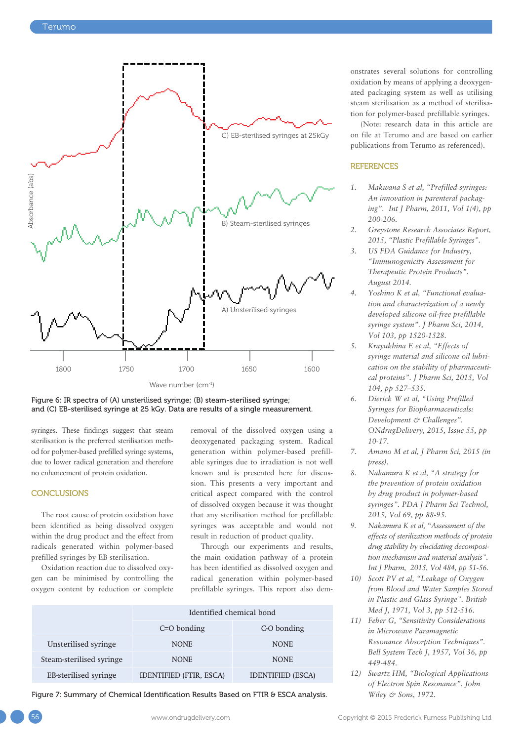Figure 6: IR spectra of (A) unsterilised syringe; (B) steam-sterilised syringe; and (C) EB-sterilised syringe at 25 kGy. Data are results of a single measurement.

syringes. These findings suggest that steam sterilisation is the preferred sterilisation method for polymer-based prefilled syringe systems, due to lower radical generation and therefore no enhancement of protein oxidation.

## CONCLUSIONS

The root cause of protein oxidation have been identified as being dissolved oxygen within the drug product and the effect from radicals generated within polymer-based prefilled syringes by EB sterilisation.

Oxidation reaction due to dissolved oxygen can be minimised by controlling the oxygen content by reduction or complete removal of the dissolved oxygen using a deoxygenated packaging system. Radical generation within polymer-based prefillable syringes due to irradiation is not well known and is presented here for discussion. This presents a very important and critical aspect compared with the control of dissolved oxygen because it was thought that any sterilisation method for prefillable syringes was acceptable and would not result in reduction of product quality.

Through our experiments and results, the main oxidation pathway of a protein has been identified as dissolved oxygen and radical generation within polymer-based prefillable syringes. This report also demonstrates several solutions for controlling oxidation by means of applying a deoxygenated packaging system as well as utilising steam sterilisation as a method of sterilisation for polymer-based prefillable syringes.

(Note: research data in this article are on file at Terumo and are based on earlier publications from Terumo as referenced).

| | Identified chemical bond | |
|---|---|---|
| | C=O bonding | C-O bonding |
| Unsterilised syringe | NONE | NONE |
| Steam-sterilised syringe | NONE | NONE |
| EB-sterilised syringe | IDENTIFIED (FTIR, ESCA) | IDENTIFIED (ESCA) |

Figure 7: Summary of Chemical Identification Results Based on FTIR & ESCA analysis.

## REFERENCES

1. *Makwana S et al, "Prefilled syringes: An innovation in parenteral packaging". Int J Pharm, 2011, Vol 1(4), pp 200-206.*
2. *Greystone Research Associates Report, 2015, "Plastic Prefillable Syringes".*
3. *US FDA Guidance for Industry, "Immunogenicity Assessment for Therapeutic Protein Products". August 2014.*
4. *Yoshino K et al, "Functional evaluation and characterization of a newly developed silicone oil-free prefillable syringe system". J Pharm Sci, 2014, Vol 103, pp 1520-1528.*
5. *Krayukhina E et al, "Effects of syringe material and silicone oil lubrication on the stability of pharmaceutical proteins". J Pharm Sci, 2015, Vol 104, pp 527–535.*
6. *Dierick W et al, "Using Prefilled Syringes for Biopharmaceuticals: Development & Challenges". ONdrugDelivery, 2015, Issue 55, pp 10-17.*
7. *Amano M et al, J Pharm Sci, 2015 (in press).*
8. *Nakamura K et al, "A strategy for the prevention of protein oxidation by drug product in polymer-based syringes". PDA J Pharm Sci Technol, 2015, Vol 69, pp 88-95.*
9. *Nakamura K et al, "Assessment of the effects of sterilization methods of protein drug stability by elucidating decomposition mechanism and material analysis". Int J Pharm, 2015, Vol 484, pp 51-56.*
10. *Scott PV et al, "Leakage of Oxygen from Blood and Water Samples Stored in Plastic and Glass Syringe". British Med J, 1971, Vol 3, pp 512-516.*
11. *Feher G, "Sensitivity Considerations in Microwave Paramagnetic Resonance Absorption Techniques". Bell System Tech J, 1957, Vol 36, pp 449-484.*
12. *Swartz HM, "Biological Applications of Electron Spin Resonance". John Wiley & Sons, 1972.*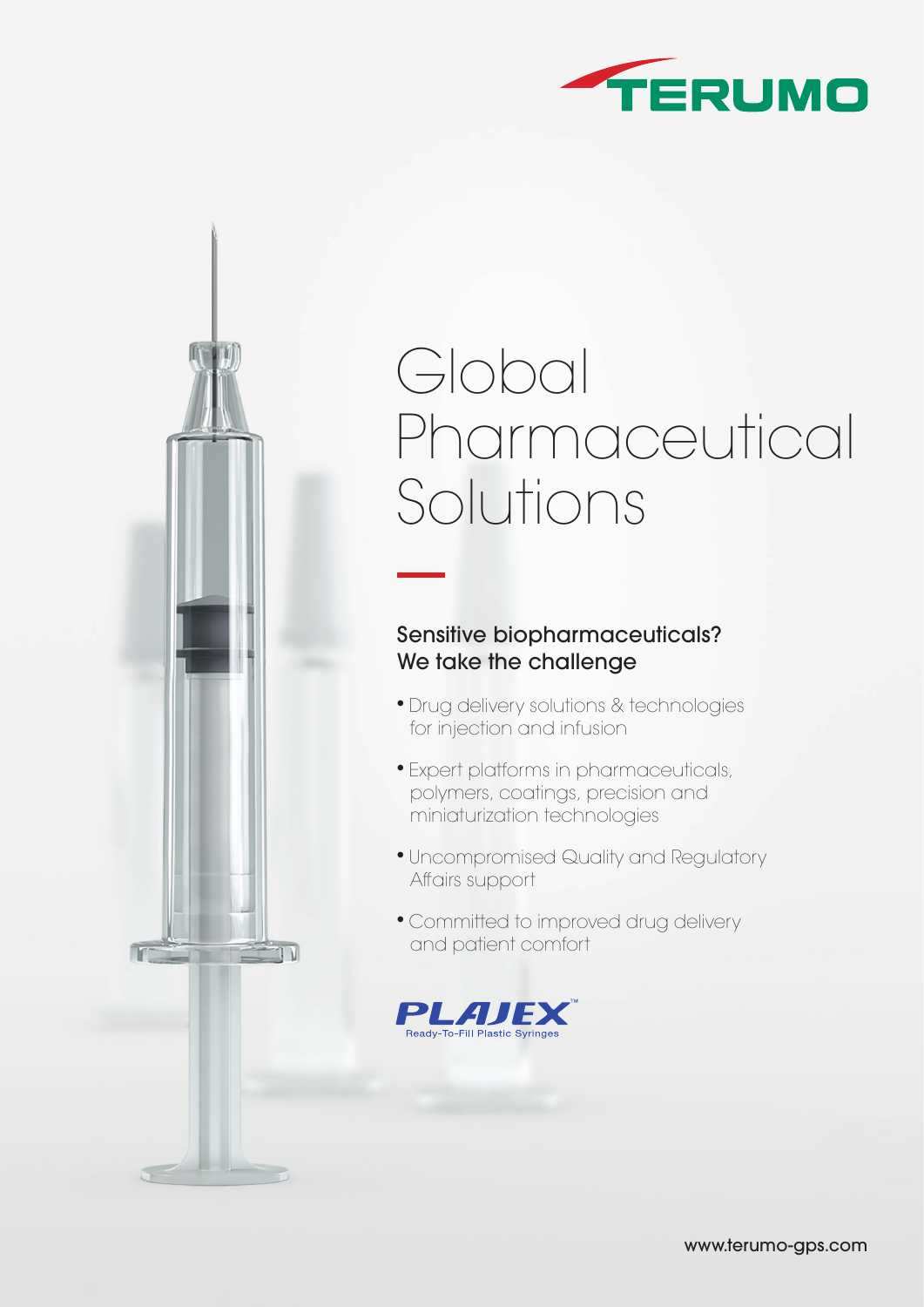TERUMO

# Global Pharmaceutical Solutions

## Sensitive biopharmaceuticals? We take the challenge

- Drug delivery solutions & technologies for injection and infusion
- Expert platforms in pharmaceuticals, polymers, coatings, precision and miniaturization technologies
- Uncompromised Quality and Regulatory Affairs support
- Committed to improved drug delivery and patient comfort

PLAJEX™
Ready-To-Fill Plastic Syringes

www.terumo-gps.com